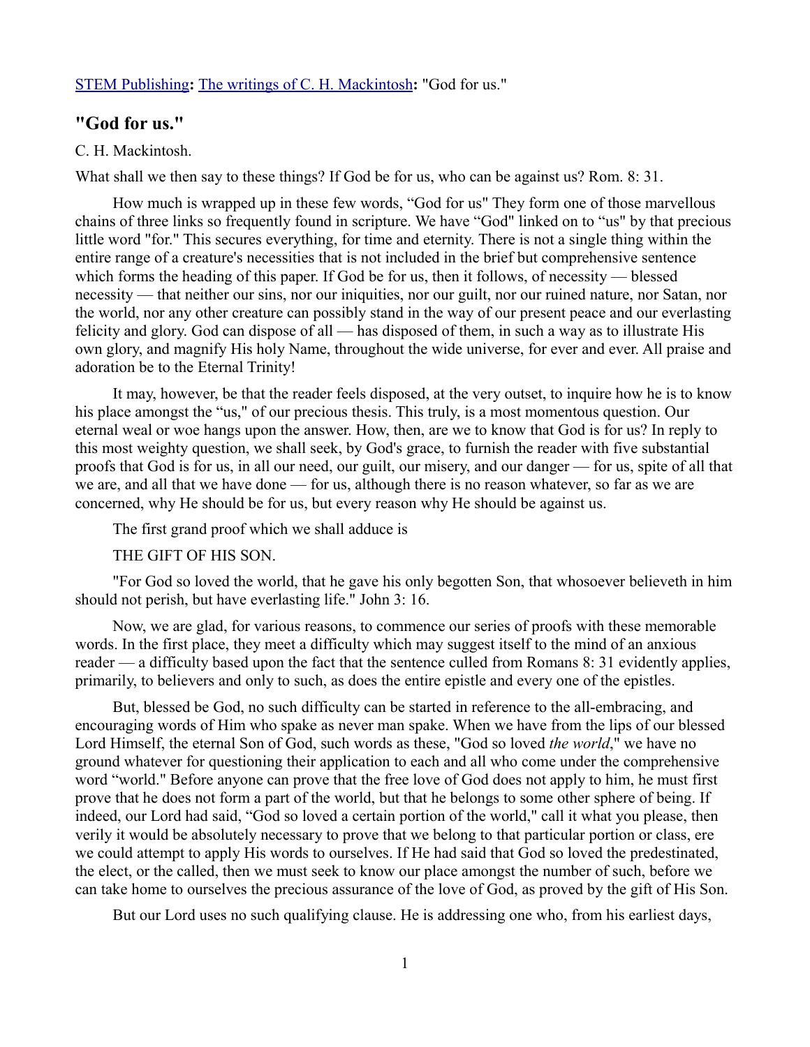STEM Publishing**:** The writings of C. H. Mackintosh**:** "God for us."

## "God for us."

C. H. Mackintosh.

What shall we then say to these things? If God be for us, who can be against us? Rom. 8: 31.

How much is wrapped up in these few words, "God for us" They form one of those marvellous chains of three links so frequently found in scripture. We have "God" linked on to "us" by that precious little word "for." This secures everything, for time and eternity. There is not a single thing within the entire range of a creature's necessities that is not included in the brief but comprehensive sentence which forms the heading of this paper. If God be for us, then it follows, of necessity — blessed necessity — that neither our sins, nor our iniquities, nor our guilt, nor our ruined nature, nor Satan, nor the world, nor any other creature can possibly stand in the way of our present peace and our everlasting felicity and glory. God can dispose of all — has disposed of them, in such a way as to illustrate His own glory, and magnify His holy Name, throughout the wide universe, for ever and ever. All praise and adoration be to the Eternal Trinity!

It may, however, be that the reader feels disposed, at the very outset, to inquire how he is to know his place amongst the "us," of our precious thesis. This truly, is a most momentous question. Our eternal weal or woe hangs upon the answer. How, then, are we to know that God is for us? In reply to this most weighty question, we shall seek, by God's grace, to furnish the reader with five substantial proofs that God is for us, in all our need, our guilt, our misery, and our danger — for us, spite of all that we are, and all that we have done — for us, although there is no reason whatever, so far as we are concerned, why He should be for us, but every reason why He should be against us.

The first grand proof which we shall adduce is

THE GIFT OF HIS SON.

"For God so loved the world, that he gave his only begotten Son, that whosoever believeth in him should not perish, but have everlasting life." John 3: 16.

Now, we are glad, for various reasons, to commence our series of proofs with these memorable words. In the first place, they meet a difficulty which may suggest itself to the mind of an anxious reader — a difficulty based upon the fact that the sentence culled from Romans 8: 31 evidently applies, primarily, to believers and only to such, as does the entire epistle and every one of the epistles.

But, blessed be God, no such difficulty can be started in reference to the all-embracing, and encouraging words of Him who spake as never man spake. When we have from the lips of our blessed Lord Himself, the eternal Son of God, such words as these, "God so loved *the world*," we have no ground whatever for questioning their application to each and all who come under the comprehensive word "world." Before anyone can prove that the free love of God does not apply to him, he must first prove that he does not form a part of the world, but that he belongs to some other sphere of being. If indeed, our Lord had said, "God so loved a certain portion of the world," call it what you please, then verily it would be absolutely necessary to prove that we belong to that particular portion or class, ere we could attempt to apply His words to ourselves. If He had said that God so loved the predestinated, the elect, or the called, then we must seek to know our place amongst the number of such, before we can take home to ourselves the precious assurance of the love of God, as proved by the gift of His Son.

But our Lord uses no such qualifying clause. He is addressing one who, from his earliest days,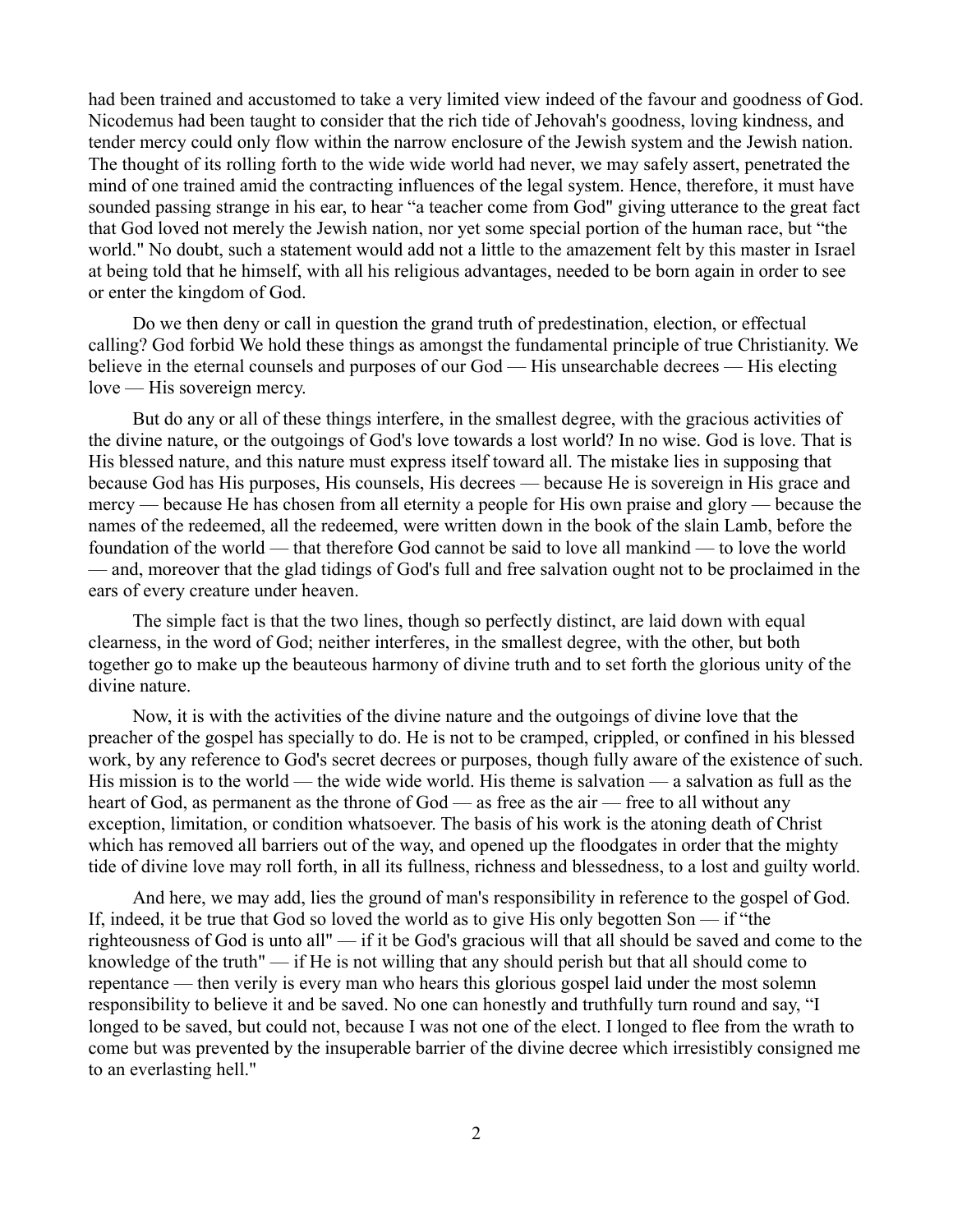had been trained and accustomed to take a very limited view indeed of the favour and goodness of God. Nicodemus had been taught to consider that the rich tide of Jehovah's goodness, loving kindness, and tender mercy could only flow within the narrow enclosure of the Jewish system and the Jewish nation. The thought of its rolling forth to the wide wide world had never, we may safely assert, penetrated the mind of one trained amid the contracting influences of the legal system. Hence, therefore, it must have sounded passing strange in his ear, to hear "a teacher come from God" giving utterance to the great fact that God loved not merely the Jewish nation, nor yet some special portion of the human race, but "the world." No doubt, such a statement would add not a little to the amazement felt by this master in Israel at being told that he himself, with all his religious advantages, needed to be born again in order to see or enter the kingdom of God.

Do we then deny or call in question the grand truth of predestination, election, or effectual calling? God forbid We hold these things as amongst the fundamental principle of true Christianity. We believe in the eternal counsels and purposes of our God — His unsearchable decrees — His electing love — His sovereign mercy.

But do any or all of these things interfere, in the smallest degree, with the gracious activities of the divine nature, or the outgoings of God's love towards a lost world? In no wise. God is love. That is His blessed nature, and this nature must express itself toward all. The mistake lies in supposing that because God has His purposes, His counsels, His decrees — because He is sovereign in His grace and mercy — because He has chosen from all eternity a people for His own praise and glory — because the names of the redeemed, all the redeemed, were written down in the book of the slain Lamb, before the foundation of the world — that therefore God cannot be said to love all mankind — to love the world — and, moreover that the glad tidings of God's full and free salvation ought not to be proclaimed in the ears of every creature under heaven.

The simple fact is that the two lines, though so perfectly distinct, are laid down with equal clearness, in the word of God; neither interferes, in the smallest degree, with the other, but both together go to make up the beauteous harmony of divine truth and to set forth the glorious unity of the divine nature.

Now, it is with the activities of the divine nature and the outgoings of divine love that the preacher of the gospel has specially to do. He is not to be cramped, crippled, or confined in his blessed work, by any reference to God's secret decrees or purposes, though fully aware of the existence of such. His mission is to the world — the wide wide world. His theme is salvation — a salvation as full as the heart of God, as permanent as the throne of God — as free as the air — free to all without any exception, limitation, or condition whatsoever. The basis of his work is the atoning death of Christ which has removed all barriers out of the way, and opened up the floodgates in order that the mighty tide of divine love may roll forth, in all its fullness, richness and blessedness, to a lost and guilty world.

And here, we may add, lies the ground of man's responsibility in reference to the gospel of God. If, indeed, it be true that God so loved the world as to give His only begotten Son — if "the righteousness of God is unto all" — if it be God's gracious will that all should be saved and come to the knowledge of the truth" — if He is not willing that any should perish but that all should come to repentance — then verily is every man who hears this glorious gospel laid under the most solemn responsibility to believe it and be saved. No one can honestly and truthfully turn round and say, "I longed to be saved, but could not, because I was not one of the elect. I longed to flee from the wrath to come but was prevented by the insuperable barrier of the divine decree which irresistibly consigned me to an everlasting hell."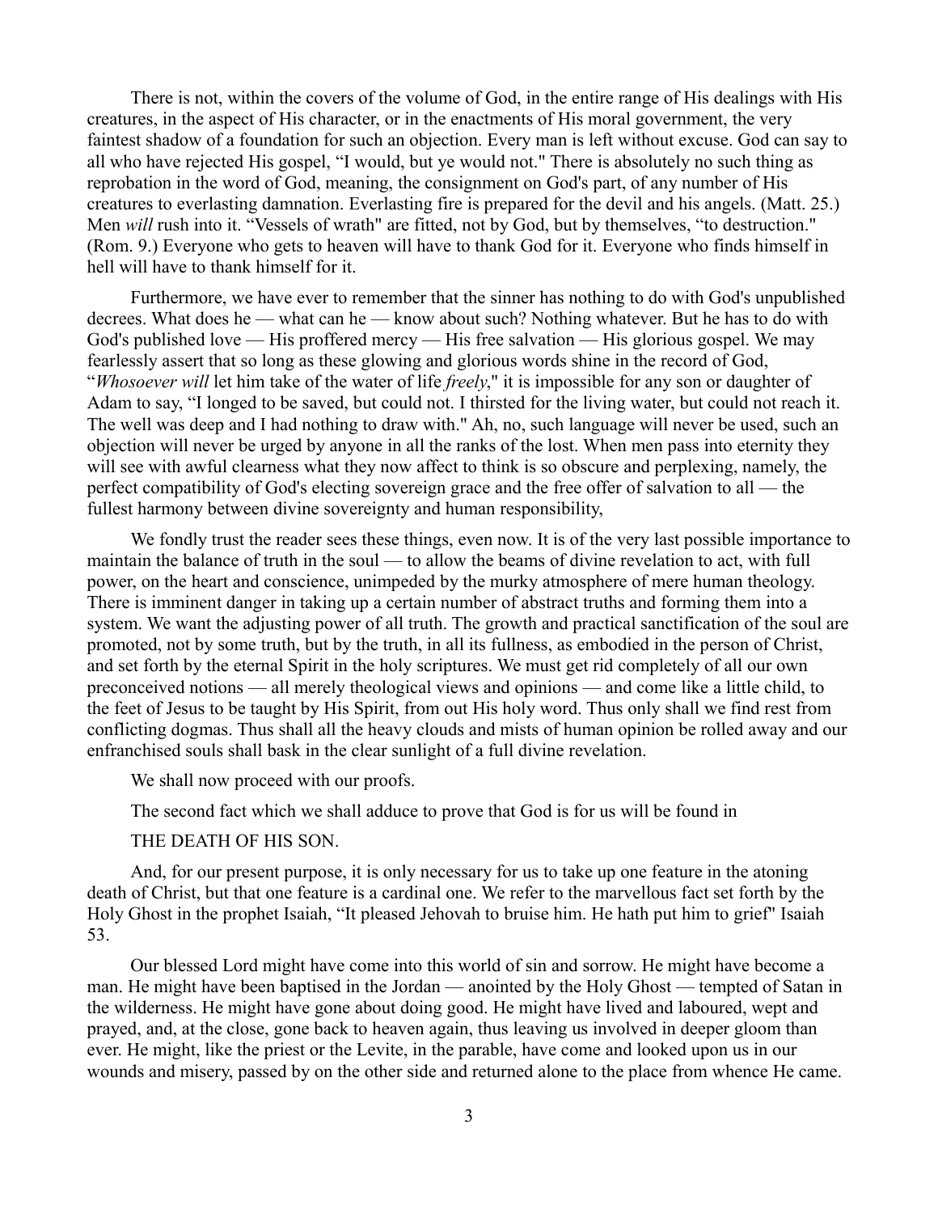There is not, within the covers of the volume of God, in the entire range of His dealings with His creatures, in the aspect of His character, or in the enactments of His moral government, the very faintest shadow of a foundation for such an objection. Every man is left without excuse. God can say to all who have rejected His gospel, "I would, but ye would not." There is absolutely no such thing as reprobation in the word of God, meaning, the consignment on God's part, of any number of His creatures to everlasting damnation. Everlasting fire is prepared for the devil and his angels. (Matt. 25.) Men *will* rush into it. "Vessels of wrath" are fitted, not by God, but by themselves, "to destruction." (Rom. 9.) Everyone who gets to heaven will have to thank God for it. Everyone who finds himself in hell will have to thank himself for it.

Furthermore, we have ever to remember that the sinner has nothing to do with God's unpublished decrees. What does he — what can he — know about such? Nothing whatever. But he has to do with God's published love — His proffered mercy — His free salvation — His glorious gospel. We may fearlessly assert that so long as these glowing and glorious words shine in the record of God, "*Whosoever will* let him take of the water of life *freely*," it is impossible for any son or daughter of Adam to say, "I longed to be saved, but could not. I thirsted for the living water, but could not reach it. The well was deep and I had nothing to draw with." Ah, no, such language will never be used, such an objection will never be urged by anyone in all the ranks of the lost. When men pass into eternity they will see with awful clearness what they now affect to think is so obscure and perplexing, namely, the perfect compatibility of God's electing sovereign grace and the free offer of salvation to all — the fullest harmony between divine sovereignty and human responsibility,

We fondly trust the reader sees these things, even now. It is of the very last possible importance to maintain the balance of truth in the soul — to allow the beams of divine revelation to act, with full power, on the heart and conscience, unimpeded by the murky atmosphere of mere human theology. There is imminent danger in taking up a certain number of abstract truths and forming them into a system. We want the adjusting power of all truth. The growth and practical sanctification of the soul are promoted, not by some truth, but by the truth, in all its fullness, as embodied in the person of Christ, and set forth by the eternal Spirit in the holy scriptures. We must get rid completely of all our own preconceived notions — all merely theological views and opinions — and come like a little child, to the feet of Jesus to be taught by His Spirit, from out His holy word. Thus only shall we find rest from conflicting dogmas. Thus shall all the heavy clouds and mists of human opinion be rolled away and our enfranchised souls shall bask in the clear sunlight of a full divine revelation.

We shall now proceed with our proofs.

The second fact which we shall adduce to prove that God is for us will be found in

THE DEATH OF HIS SON.

And, for our present purpose, it is only necessary for us to take up one feature in the atoning death of Christ, but that one feature is a cardinal one. We refer to the marvellous fact set forth by the Holy Ghost in the prophet Isaiah, "It pleased Jehovah to bruise him. He hath put him to grief" Isaiah 53.

Our blessed Lord might have come into this world of sin and sorrow. He might have become a man. He might have been baptised in the Jordan — anointed by the Holy Ghost — tempted of Satan in the wilderness. He might have gone about doing good. He might have lived and laboured, wept and prayed, and, at the close, gone back to heaven again, thus leaving us involved in deeper gloom than ever. He might, like the priest or the Levite, in the parable, have come and looked upon us in our wounds and misery, passed by on the other side and returned alone to the place from whence He came.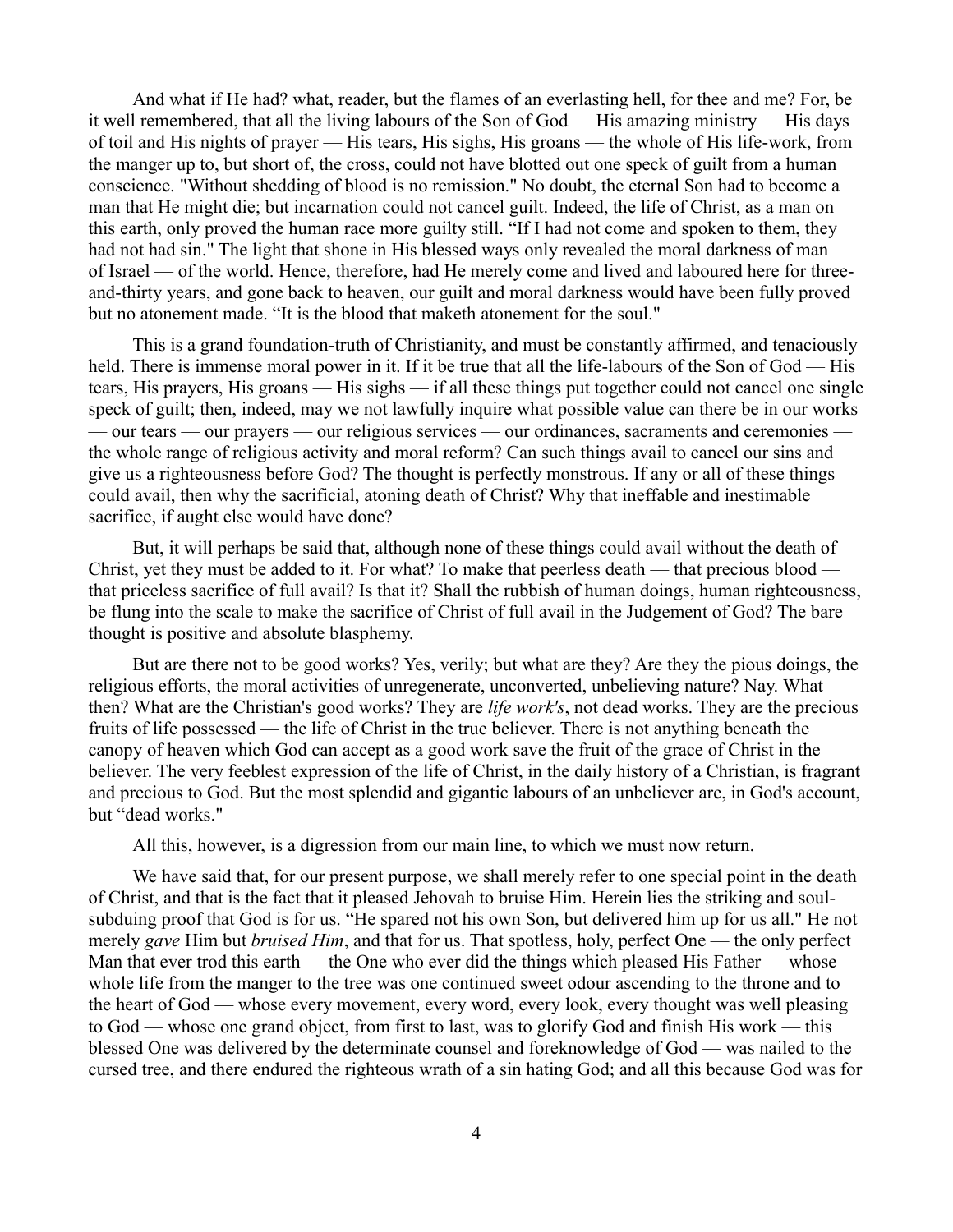And what if He had? what, reader, but the flames of an everlasting hell, for thee and me? For, be it well remembered, that all the living labours of the Son of God — His amazing ministry — His days of toil and His nights of prayer — His tears, His sighs, His groans — the whole of His life-work, from the manger up to, but short of, the cross, could not have blotted out one speck of guilt from a human conscience. "Without shedding of blood is no remission." No doubt, the eternal Son had to become a man that He might die; but incarnation could not cancel guilt. Indeed, the life of Christ, as a man on this earth, only proved the human race more guilty still. "If I had not come and spoken to them, they had not had sin." The light that shone in His blessed ways only revealed the moral darkness of man — of Israel — of the world. Hence, therefore, had He merely come and lived and laboured here for three-and-thirty years, and gone back to heaven, our guilt and moral darkness would have been fully proved but no atonement made. "It is the blood that maketh atonement for the soul."

This is a grand foundation-truth of Christianity, and must be constantly affirmed, and tenaciously held. There is immense moral power in it. If it be true that all the life-labours of the Son of God — His tears, His prayers, His groans — His sighs — if all these things put together could not cancel one single speck of guilt; then, indeed, may we not lawfully inquire what possible value can there be in our works — our tears — our prayers — our religious services — our ordinances, sacraments and ceremonies — the whole range of religious activity and moral reform? Can such things avail to cancel our sins and give us a righteousness before God? The thought is perfectly monstrous. If any or all of these things could avail, then why the sacrificial, atoning death of Christ? Why that ineffable and inestimable sacrifice, if aught else would have done?

But, it will perhaps be said that, although none of these things could avail without the death of Christ, yet they must be added to it. For what? To make that peerless death — that precious blood — that priceless sacrifice of full avail? Is that it? Shall the rubbish of human doings, human righteousness, be flung into the scale to make the sacrifice of Christ of full avail in the Judgement of God? The bare thought is positive and absolute blasphemy.

But are there not to be good works? Yes, verily; but what are they? Are they the pious doings, the religious efforts, the moral activities of unregenerate, unconverted, unbelieving nature? Nay. What then? What are the Christian's good works? They are *life work's*, not dead works. They are the precious fruits of life possessed — the life of Christ in the true believer. There is not anything beneath the canopy of heaven which God can accept as a good work save the fruit of the grace of Christ in the believer. The very feeblest expression of the life of Christ, in the daily history of a Christian, is fragrant and precious to God. But the most splendid and gigantic labours of an unbeliever are, in God's account, but "dead works."

All this, however, is a digression from our main line, to which we must now return.

We have said that, for our present purpose, we shall merely refer to one special point in the death of Christ, and that is the fact that it pleased Jehovah to bruise Him. Herein lies the striking and soul-subduing proof that God is for us. "He spared not his own Son, but delivered him up for us all." He not merely *gave* Him but *bruised Him*, and that for us. That spotless, holy, perfect One — the only perfect Man that ever trod this earth — the One who ever did the things which pleased His Father — whose whole life from the manger to the tree was one continued sweet odour ascending to the throne and to the heart of God — whose every movement, every word, every look, every thought was well pleasing to God — whose one grand object, from first to last, was to glorify God and finish His work — this blessed One was delivered by the determinate counsel and foreknowledge of God — was nailed to the cursed tree, and there endured the righteous wrath of a sin hating God; and all this because God was for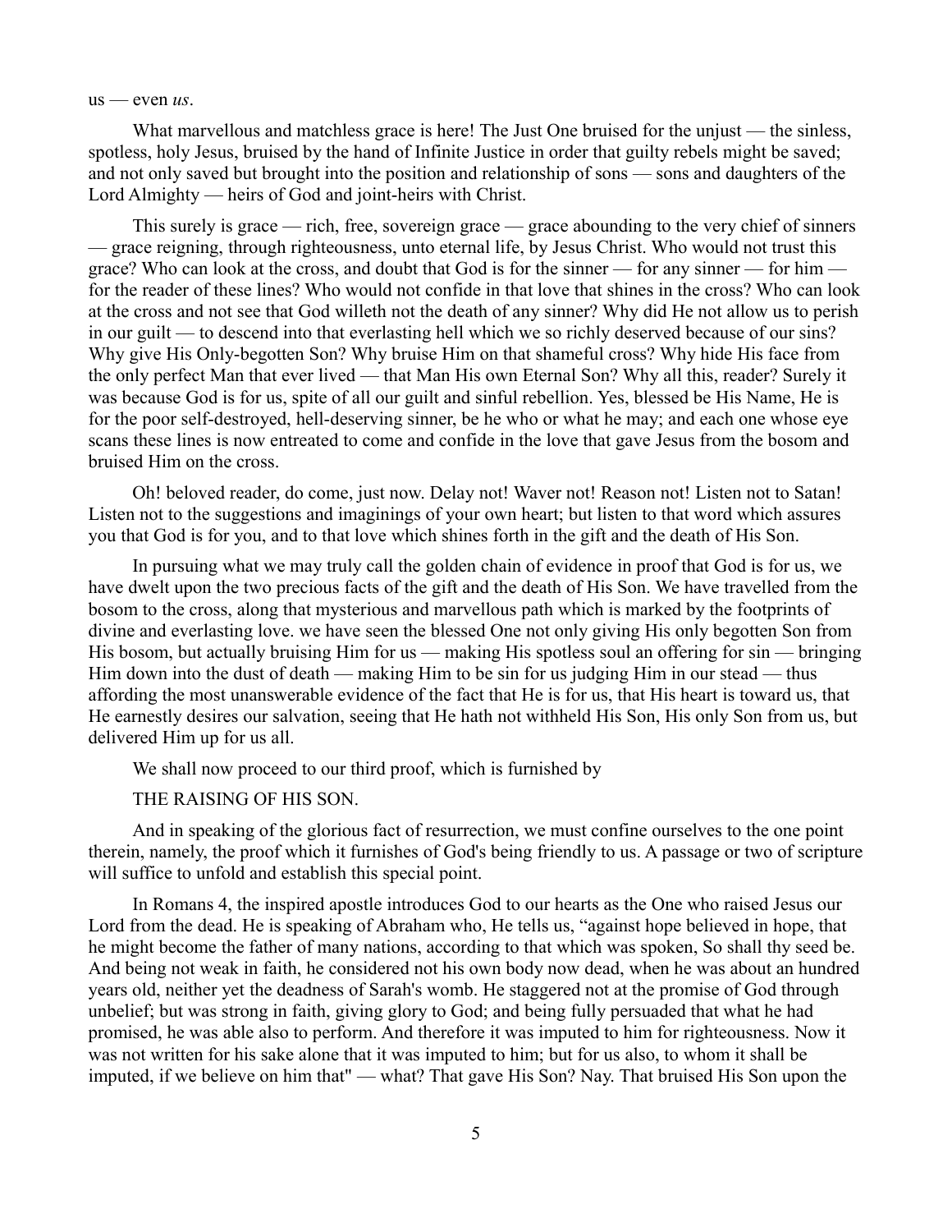us — even *us*.

What marvellous and matchless grace is here! The Just One bruised for the unjust — the sinless, spotless, holy Jesus, bruised by the hand of Infinite Justice in order that guilty rebels might be saved; and not only saved but brought into the position and relationship of sons — sons and daughters of the Lord Almighty — heirs of God and joint-heirs with Christ.

This surely is grace — rich, free, sovereign grace — grace abounding to the very chief of sinners — grace reigning, through righteousness, unto eternal life, by Jesus Christ. Who would not trust this grace? Who can look at the cross, and doubt that God is for the sinner — for any sinner — for him — for the reader of these lines? Who would not confide in that love that shines in the cross? Who can look at the cross and not see that God willeth not the death of any sinner? Why did He not allow us to perish in our guilt — to descend into that everlasting hell which we so richly deserved because of our sins? Why give His Only-begotten Son? Why bruise Him on that shameful cross? Why hide His face from the only perfect Man that ever lived — that Man His own Eternal Son? Why all this, reader? Surely it was because God is for us, spite of all our guilt and sinful rebellion. Yes, blessed be His Name, He is for the poor self-destroyed, hell-deserving sinner, be he who or what he may; and each one whose eye scans these lines is now entreated to come and confide in the love that gave Jesus from the bosom and bruised Him on the cross.

Oh! beloved reader, do come, just now. Delay not! Waver not! Reason not! Listen not to Satan! Listen not to the suggestions and imaginings of your own heart; but listen to that word which assures you that God is for you, and to that love which shines forth in the gift and the death of His Son.

In pursuing what we may truly call the golden chain of evidence in proof that God is for us, we have dwelt upon the two precious facts of the gift and the death of His Son. We have travelled from the bosom to the cross, along that mysterious and marvellous path which is marked by the footprints of divine and everlasting love. we have seen the blessed One not only giving His only begotten Son from His bosom, but actually bruising Him for us — making His spotless soul an offering for sin — bringing Him down into the dust of death — making Him to be sin for us judging Him in our stead — thus affording the most unanswerable evidence of the fact that He is for us, that His heart is toward us, that He earnestly desires our salvation, seeing that He hath not withheld His Son, His only Son from us, but delivered Him up for us all.

We shall now proceed to our third proof, which is furnished by

THE RAISING OF HIS SON.

And in speaking of the glorious fact of resurrection, we must confine ourselves to the one point therein, namely, the proof which it furnishes of God's being friendly to us. A passage or two of scripture will suffice to unfold and establish this special point.

In Romans 4, the inspired apostle introduces God to our hearts as the One who raised Jesus our Lord from the dead. He is speaking of Abraham who, He tells us, "against hope believed in hope, that he might become the father of many nations, according to that which was spoken, So shall thy seed be. And being not weak in faith, he considered not his own body now dead, when he was about an hundred years old, neither yet the deadness of Sarah's womb. He staggered not at the promise of God through unbelief; but was strong in faith, giving glory to God; and being fully persuaded that what he had promised, he was able also to perform. And therefore it was imputed to him for righteousness. Now it was not written for his sake alone that it was imputed to him; but for us also, to whom it shall be imputed, if we believe on him that" — what? That gave His Son? Nay. That bruised His Son upon the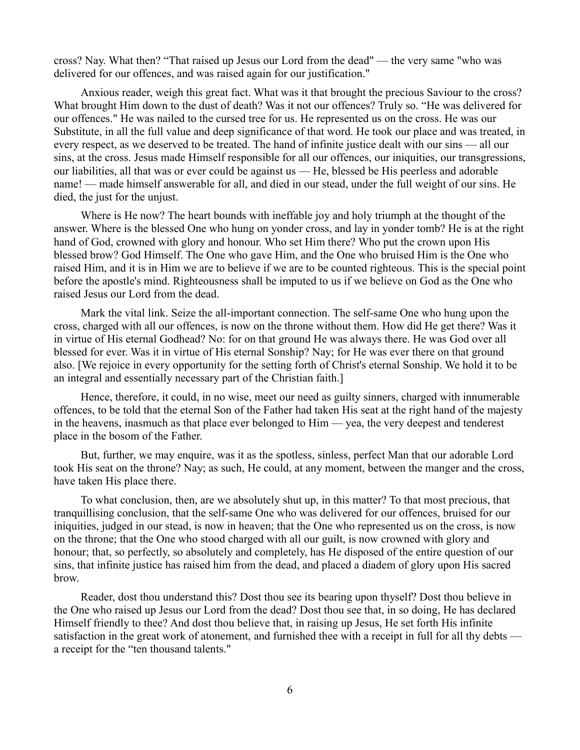cross? Nay. What then? "That raised up Jesus our Lord from the dead" — the very same "who was delivered for our offences, and was raised again for our justification."

Anxious reader, weigh this great fact. What was it that brought the precious Saviour to the cross? What brought Him down to the dust of death? Was it not our offences? Truly so. "He was delivered for our offences." He was nailed to the cursed tree for us. He represented us on the cross. He was our Substitute, in all the full value and deep significance of that word. He took our place and was treated, in every respect, as we deserved to be treated. The hand of infinite justice dealt with our sins — all our sins, at the cross. Jesus made Himself responsible for all our offences, our iniquities, our transgressions, our liabilities, all that was or ever could be against us — He, blessed be His peerless and adorable name! — made himself answerable for all, and died in our stead, under the full weight of our sins. He died, the just for the unjust.

Where is He now? The heart bounds with ineffable joy and holy triumph at the thought of the answer. Where is the blessed One who hung on yonder cross, and lay in yonder tomb? He is at the right hand of God, crowned with glory and honour. Who set Him there? Who put the crown upon His blessed brow? God Himself. The One who gave Him, and the One who bruised Him is the One who raised Him, and it is in Him we are to believe if we are to be counted righteous. This is the special point before the apostle's mind. Righteousness shall be imputed to us if we believe on God as the One who raised Jesus our Lord from the dead.

Mark the vital link. Seize the all-important connection. The self-same One who hung upon the cross, charged with all our offences, is now on the throne without them. How did He get there? Was it in virtue of His eternal Godhead? No: for on that ground He was always there. He was God over all blessed for ever. Was it in virtue of His eternal Sonship? Nay; for He was ever there on that ground also. [We rejoice in every opportunity for the setting forth of Christ's eternal Sonship. We hold it to be an integral and essentially necessary part of the Christian faith.]

Hence, therefore, it could, in no wise, meet our need as guilty sinners, charged with innumerable offences, to be told that the eternal Son of the Father had taken His seat at the right hand of the majesty in the heavens, inasmuch as that place ever belonged to Him — yea, the very deepest and tenderest place in the bosom of the Father.

But, further, we may enquire, was it as the spotless, sinless, perfect Man that our adorable Lord took His seat on the throne? Nay; as such, He could, at any moment, between the manger and the cross, have taken His place there.

To what conclusion, then, are we absolutely shut up, in this matter? To that most precious, that tranquillising conclusion, that the self-same One who was delivered for our offences, bruised for our iniquities, judged in our stead, is now in heaven; that the One who represented us on the cross, is now on the throne; that the One who stood charged with all our guilt, is now crowned with glory and honour; that, so perfectly, so absolutely and completely, has He disposed of the entire question of our sins, that infinite justice has raised him from the dead, and placed a diadem of glory upon His sacred brow.

Reader, dost thou understand this? Dost thou see its bearing upon thyself? Dost thou believe in the One who raised up Jesus our Lord from the dead? Dost thou see that, in so doing, He has declared Himself friendly to thee? And dost thou believe that, in raising up Jesus, He set forth His infinite satisfaction in the great work of atonement, and furnished thee with a receipt in full for all thy debts — a receipt for the "ten thousand talents."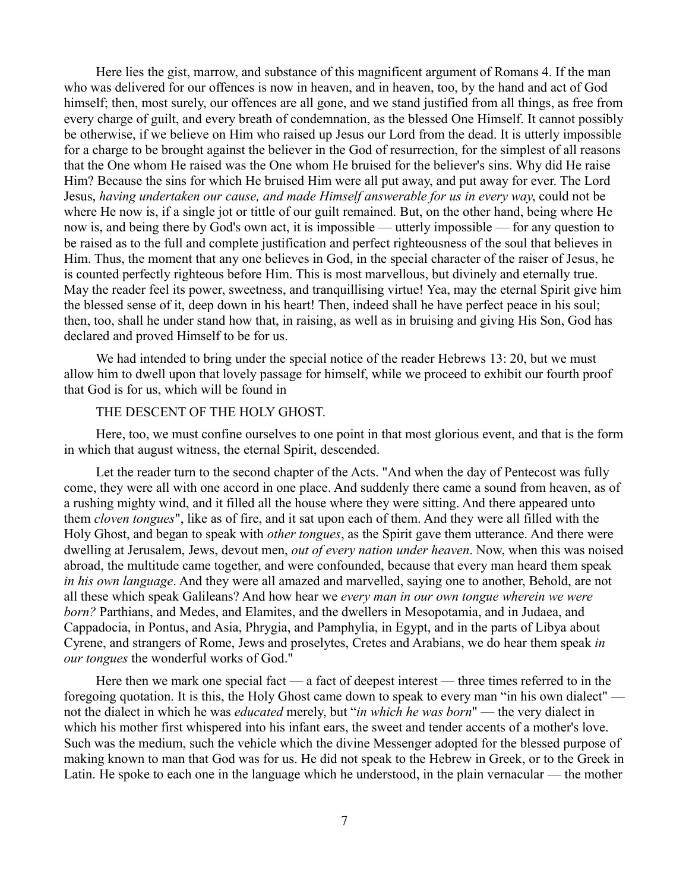Here lies the gist, marrow, and substance of this magnificent argument of Romans 4. If the man who was delivered for our offences is now in heaven, and in heaven, too, by the hand and act of God himself; then, most surely, our offences are all gone, and we stand justified from all things, as free from every charge of guilt, and every breath of condemnation, as the blessed One Himself. It cannot possibly be otherwise, if we believe on Him who raised up Jesus our Lord from the dead. It is utterly impossible for a charge to be brought against the believer in the God of resurrection, for the simplest of all reasons that the One whom He raised was the One whom He bruised for the believer's sins. Why did He raise Him? Because the sins for which He bruised Him were all put away, and put away for ever. The Lord Jesus, *having undertaken our cause, and made Himself answerable for us in every way*, could not be where He now is, if a single jot or tittle of our guilt remained. But, on the other hand, being where He now is, and being there by God's own act, it is impossible — utterly impossible — for any question to be raised as to the full and complete justification and perfect righteousness of the soul that believes in Him. Thus, the moment that any one believes in God, in the special character of the raiser of Jesus, he is counted perfectly righteous before Him. This is most marvellous, but divinely and eternally true. May the reader feel its power, sweetness, and tranquillising virtue! Yea, may the eternal Spirit give him the blessed sense of it, deep down in his heart! Then, indeed shall he have perfect peace in his soul; then, too, shall he under stand how that, in raising, as well as in bruising and giving His Son, God has declared and proved Himself to be for us.

We had intended to bring under the special notice of the reader Hebrews 13: 20, but we must allow him to dwell upon that lovely passage for himself, while we proceed to exhibit our fourth proof that God is for us, which will be found in

THE DESCENT OF THE HOLY GHOST.

Here, too, we must confine ourselves to one point in that most glorious event, and that is the form in which that august witness, the eternal Spirit, descended.

Let the reader turn to the second chapter of the Acts. "And when the day of Pentecost was fully come, they were all with one accord in one place. And suddenly there came a sound from heaven, as of a rushing mighty wind, and it filled all the house where they were sitting. And there appeared unto them *cloven tongues*", like as of fire, and it sat upon each of them. And they were all filled with the Holy Ghost, and began to speak with *other tongues*, as the Spirit gave them utterance. And there were dwelling at Jerusalem, Jews, devout men, *out of every nation under heaven*. Now, when this was noised abroad, the multitude came together, and were confounded, because that every man heard them speak *in his own language*. And they were all amazed and marvelled, saying one to another, Behold, are not all these which speak Galileans? And how hear we *every man in our own tongue wherein we were born?* Parthians, and Medes, and Elamites, and the dwellers in Mesopotamia, and in Judaea, and Cappadocia, in Pontus, and Asia, Phrygia, and Pamphylia, in Egypt, and in the parts of Libya about Cyrene, and strangers of Rome, Jews and proselytes, Cretes and Arabians, we do hear them speak *in our tongues* the wonderful works of God."

Here then we mark one special fact — a fact of deepest interest — three times referred to in the foregoing quotation. It is this, the Holy Ghost came down to speak to every man "in his own dialect" — not the dialect in which he was *educated* merely, but "*in which he was born*" — the very dialect in which his mother first whispered into his infant ears, the sweet and tender accents of a mother's love. Such was the medium, such the vehicle which the divine Messenger adopted for the blessed purpose of making known to man that God was for us. He did not speak to the Hebrew in Greek, or to the Greek in Latin. He spoke to each one in the language which he understood, in the plain vernacular — the mother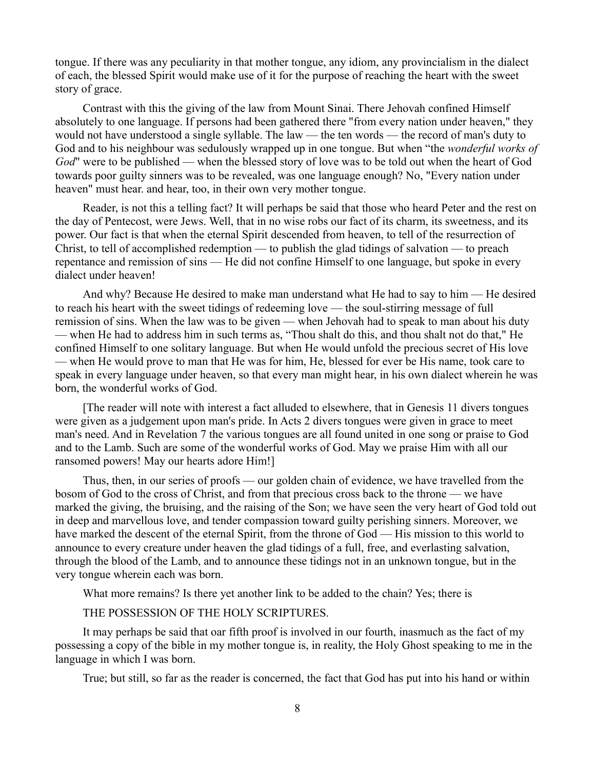tongue. If there was any peculiarity in that mother tongue, any idiom, any provincialism in the dialect of each, the blessed Spirit would make use of it for the purpose of reaching the heart with the sweet story of grace.

Contrast with this the giving of the law from Mount Sinai. There Jehovah confined Himself absolutely to one language. If persons had been gathered there "from every nation under heaven," they would not have understood a single syllable. The law — the ten words — the record of man's duty to God and to his neighbour was sedulously wrapped up in one tongue. But when "the *wonderful works of God*" were to be published — when the blessed story of love was to be told out when the heart of God towards poor guilty sinners was to be revealed, was one language enough? No, "Every nation under heaven" must hear. and hear, too, in their own very mother tongue.

Reader, is not this a telling fact? It will perhaps be said that those who heard Peter and the rest on the day of Pentecost, were Jews. Well, that in no wise robs our fact of its charm, its sweetness, and its power. Our fact is that when the eternal Spirit descended from heaven, to tell of the resurrection of Christ, to tell of accomplished redemption — to publish the glad tidings of salvation — to preach repentance and remission of sins — He did not confine Himself to one language, but spoke in every dialect under heaven!

And why? Because He desired to make man understand what He had to say to him — He desired to reach his heart with the sweet tidings of redeeming love — the soul-stirring message of full remission of sins. When the law was to be given — when Jehovah had to speak to man about his duty — when He had to address him in such terms as, "Thou shalt do this, and thou shalt not do that," He confined Himself to one solitary language. But when He would unfold the precious secret of His love — when He would prove to man that He was for him, He, blessed for ever be His name, took care to speak in every language under heaven, so that every man might hear, in his own dialect wherein he was born, the wonderful works of God.

[The reader will note with interest a fact alluded to elsewhere, that in Genesis 11 divers tongues were given as a judgement upon man's pride. In Acts 2 divers tongues were given in grace to meet man's need. And in Revelation 7 the various tongues are all found united in one song or praise to God and to the Lamb. Such are some of the wonderful works of God. May we praise Him with all our ransomed powers! May our hearts adore Him!]

Thus, then, in our series of proofs — our golden chain of evidence, we have travelled from the bosom of God to the cross of Christ, and from that precious cross back to the throne — we have marked the giving, the bruising, and the raising of the Son; we have seen the very heart of God told out in deep and marvellous love, and tender compassion toward guilty perishing sinners. Moreover, we have marked the descent of the eternal Spirit, from the throne of God — His mission to this world to announce to every creature under heaven the glad tidings of a full, free, and everlasting salvation, through the blood of the Lamb, and to announce these tidings not in an unknown tongue, but in the very tongue wherein each was born.

What more remains? Is there yet another link to be added to the chain? Yes; there is

THE POSSESSION OF THE HOLY SCRIPTURES.

It may perhaps be said that oar fifth proof is involved in our fourth, inasmuch as the fact of my possessing a copy of the bible in my mother tongue is, in reality, the Holy Ghost speaking to me in the language in which I was born.

True; but still, so far as the reader is concerned, the fact that God has put into his hand or within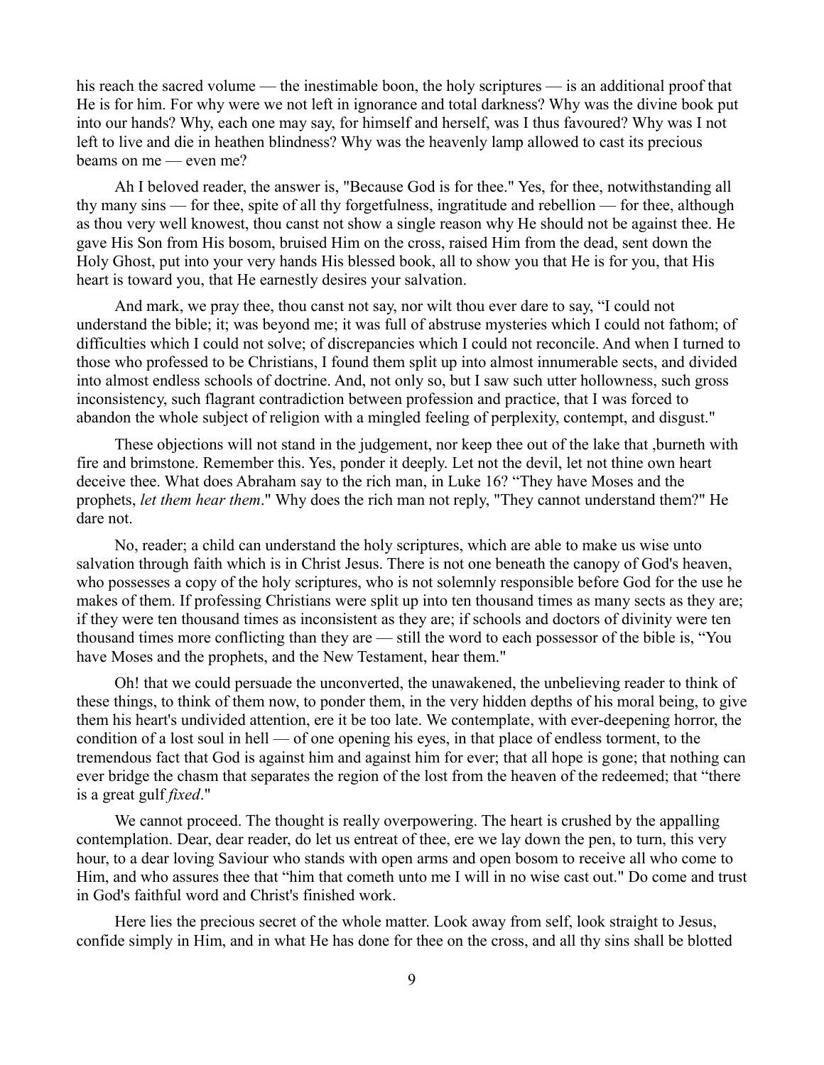his reach the sacred volume — the inestimable boon, the holy scriptures — is an additional proof that He is for him. For why were we not left in ignorance and total darkness? Why was the divine book put into our hands? Why, each one may say, for himself and herself, was I thus favoured? Why was I not left to live and die in heathen blindness? Why was the heavenly lamp allowed to cast its precious beams on me — even me?

Ah I beloved reader, the answer is, "Because God is for thee." Yes, for thee, notwithstanding all thy many sins — for thee, spite of all thy forgetfulness, ingratitude and rebellion — for thee, although as thou very well knowest, thou canst not show a single reason why He should not be against thee. He gave His Son from His bosom, bruised Him on the cross, raised Him from the dead, sent down the Holy Ghost, put into your very hands His blessed book, all to show you that He is for you, that His heart is toward you, that He earnestly desires your salvation.

And mark, we pray thee, thou canst not say, nor wilt thou ever dare to say, "I could not understand the bible; it; was beyond me; it was full of abstruse mysteries which I could not fathom; of difficulties which I could not solve; of discrepancies which I could not reconcile. And when I turned to those who professed to be Christians, I found them split up into almost innumerable sects, and divided into almost endless schools of doctrine. And, not only so, but I saw such utter hollowness, such gross inconsistency, such flagrant contradiction between profession and practice, that I was forced to abandon the whole subject of religion with a mingled feeling of perplexity, contempt, and disgust."

These objections will not stand in the judgement, nor keep thee out of the lake that ,burneth with fire and brimstone. Remember this. Yes, ponder it deeply. Let not the devil, let not thine own heart deceive thee. What does Abraham say to the rich man, in Luke 16? "They have Moses and the prophets, *let them hear them*." Why does the rich man not reply, "They cannot understand them?" He dare not.

No, reader; a child can understand the holy scriptures, which are able to make us wise unto salvation through faith which is in Christ Jesus. There is not one beneath the canopy of God's heaven, who possesses a copy of the holy scriptures, who is not solemnly responsible before God for the use he makes of them. If professing Christians were split up into ten thousand times as many sects as they are; if they were ten thousand times as inconsistent as they are; if schools and doctors of divinity were ten thousand times more conflicting than they are — still the word to each possessor of the bible is, "You have Moses and the prophets, and the New Testament, hear them."

Oh! that we could persuade the unconverted, the unawakened, the unbelieving reader to think of these things, to think of them now, to ponder them, in the very hidden depths of his moral being, to give them his heart's undivided attention, ere it be too late. We contemplate, with ever-deepening horror, the condition of a lost soul in hell — of one opening his eyes, in that place of endless torment, to the tremendous fact that God is against him and against him for ever; that all hope is gone; that nothing can ever bridge the chasm that separates the region of the lost from the heaven of the redeemed; that "there is a great gulf *fixed*."

We cannot proceed. The thought is really overpowering. The heart is crushed by the appalling contemplation. Dear, dear reader, do let us entreat of thee, ere we lay down the pen, to turn, this very hour, to a dear loving Saviour who stands with open arms and open bosom to receive all who come to Him, and who assures thee that "him that cometh unto me I will in no wise cast out." Do come and trust in God's faithful word and Christ's finished work.

Here lies the precious secret of the whole matter. Look away from self, look straight to Jesus, confide simply in Him, and in what He has done for thee on the cross, and all thy sins shall be blotted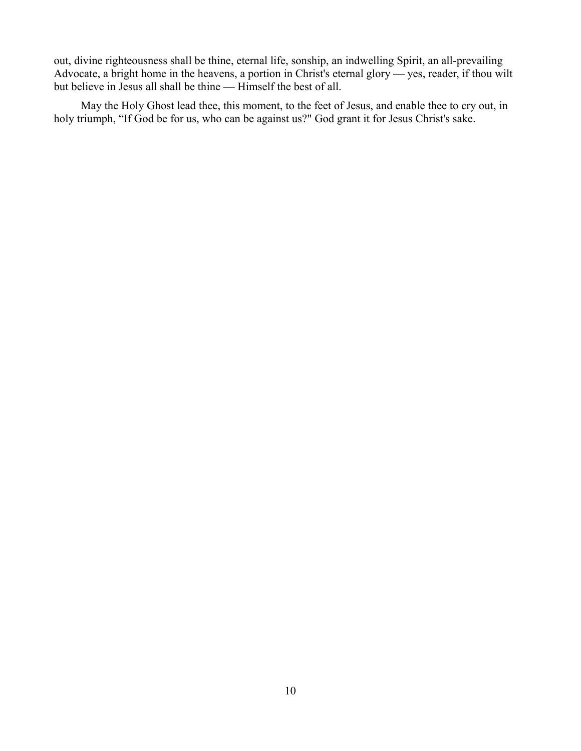out, divine righteousness shall be thine, eternal life, sonship, an indwelling Spirit, an all-prevailing Advocate, a bright home in the heavens, a portion in Christ's eternal glory — yes, reader, if thou wilt but believe in Jesus all shall be thine — Himself the best of all.

May the Holy Ghost lead thee, this moment, to the feet of Jesus, and enable thee to cry out, in holy triumph, "If God be for us, who can be against us?" God grant it for Jesus Christ's sake.